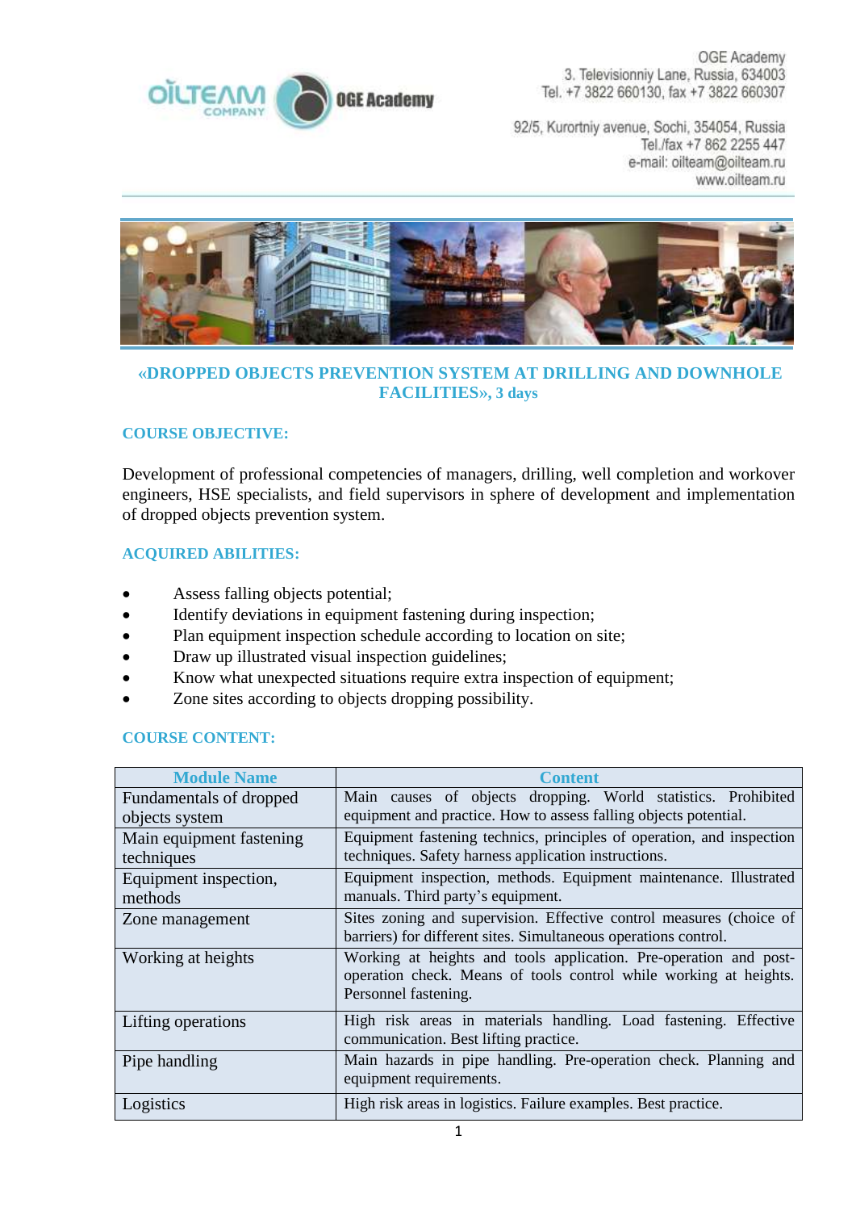OGE Academy
3. Televisionniy Lane, Russia, 634003
Tel. +7 3822 660130, fax +7 3822 660307

92/5, Kurortniy avenue, Sochi, 354054, Russia
Tel./fax +7 862 2255 447
e-mail: oilteam@oilteam.ru
www.oilteam.ru

# «DROPPED OBJECTS PREVENTION SYSTEM AT DRILLING AND DOWNHOLE FACILITIES», 3 days

## COURSE OBJECTIVE:

Development of professional competencies of managers, drilling, well completion and workover engineers, HSE specialists, and field supervisors in sphere of development and implementation of dropped objects prevention system.

## ACQUIRED ABILITIES:

- Assess falling objects potential;
- Identify deviations in equipment fastening during inspection;
- Plan equipment inspection schedule according to location on site;
- Draw up illustrated visual inspection guidelines;
- Know what unexpected situations require extra inspection of equipment;
- Zone sites according to objects dropping possibility.

## COURSE CONTENT:

| Module Name | Content |
|---|---|
| Fundamentals of dropped objects system | Main causes of objects dropping. World statistics. Prohibited equipment and practice. How to assess falling objects potential. |
| Main equipment fastening techniques | Equipment fastening technics, principles of operation, and inspection techniques. Safety harness application instructions. |
| Equipment inspection, methods | Equipment inspection, methods. Equipment maintenance. Illustrated manuals. Third party's equipment. |
| Zone management | Sites zoning and supervision. Effective control measures (choice of barriers) for different sites. Simultaneous operations control. |
| Working at heights | Working at heights and tools application. Pre-operation and post-operation check. Means of tools control while working at heights. Personnel fastening. |
| Lifting operations | High risk areas in materials handling. Load fastening. Effective communication. Best lifting practice. |
| Pipe handling | Main hazards in pipe handling. Pre-operation check. Planning and equipment requirements. |
| Logistics | High risk areas in logistics. Failure examples. Best practice. |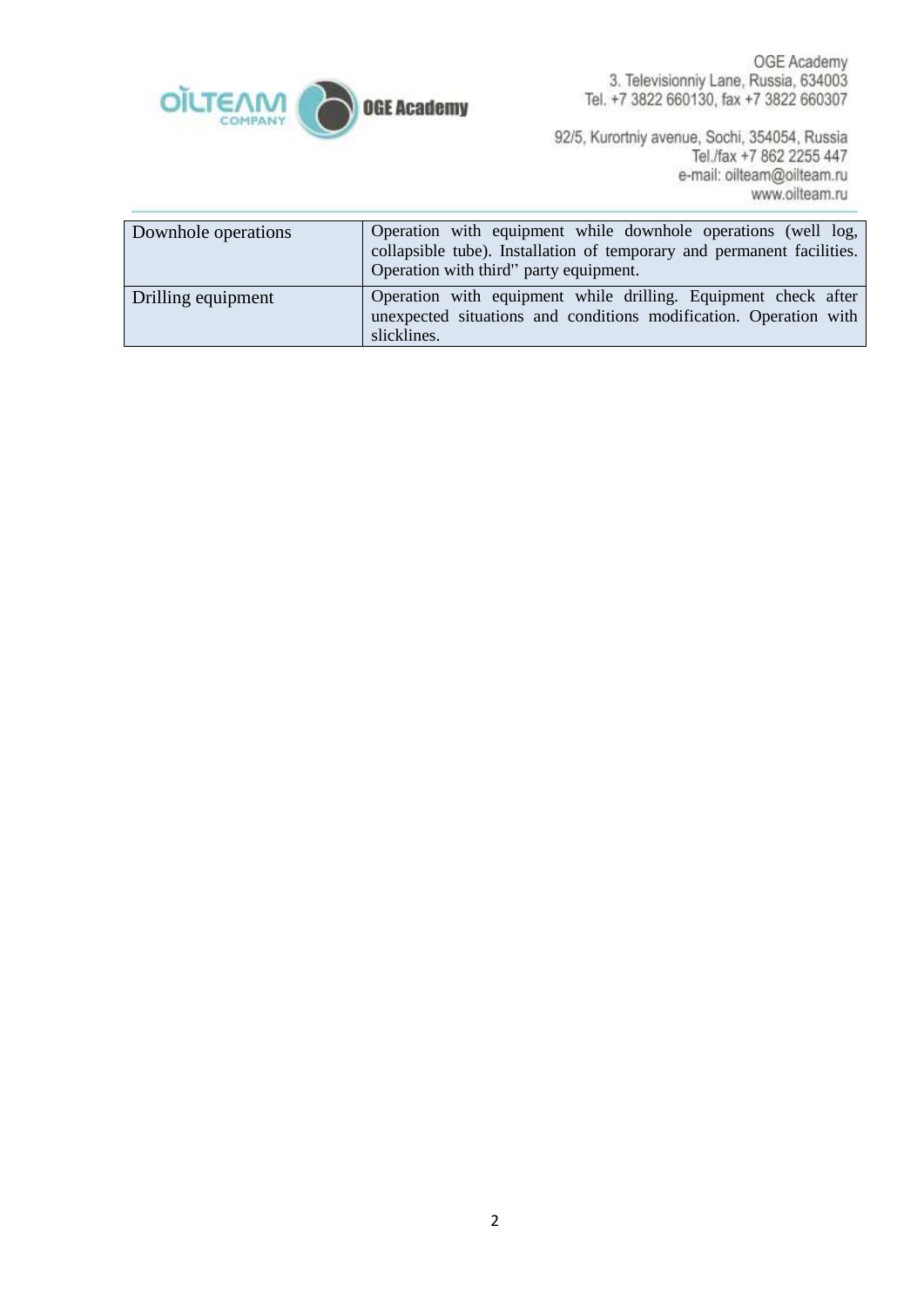| | |
|---|---|
| Downhole operations | Operation with equipment while downhole operations (well log, collapsible tube). Installation of temporary and permanent facilities. Operation with third" party equipment. |
| Drilling equipment | Operation with equipment while drilling. Equipment check after unexpected situations and conditions modification. Operation with slicklines. |